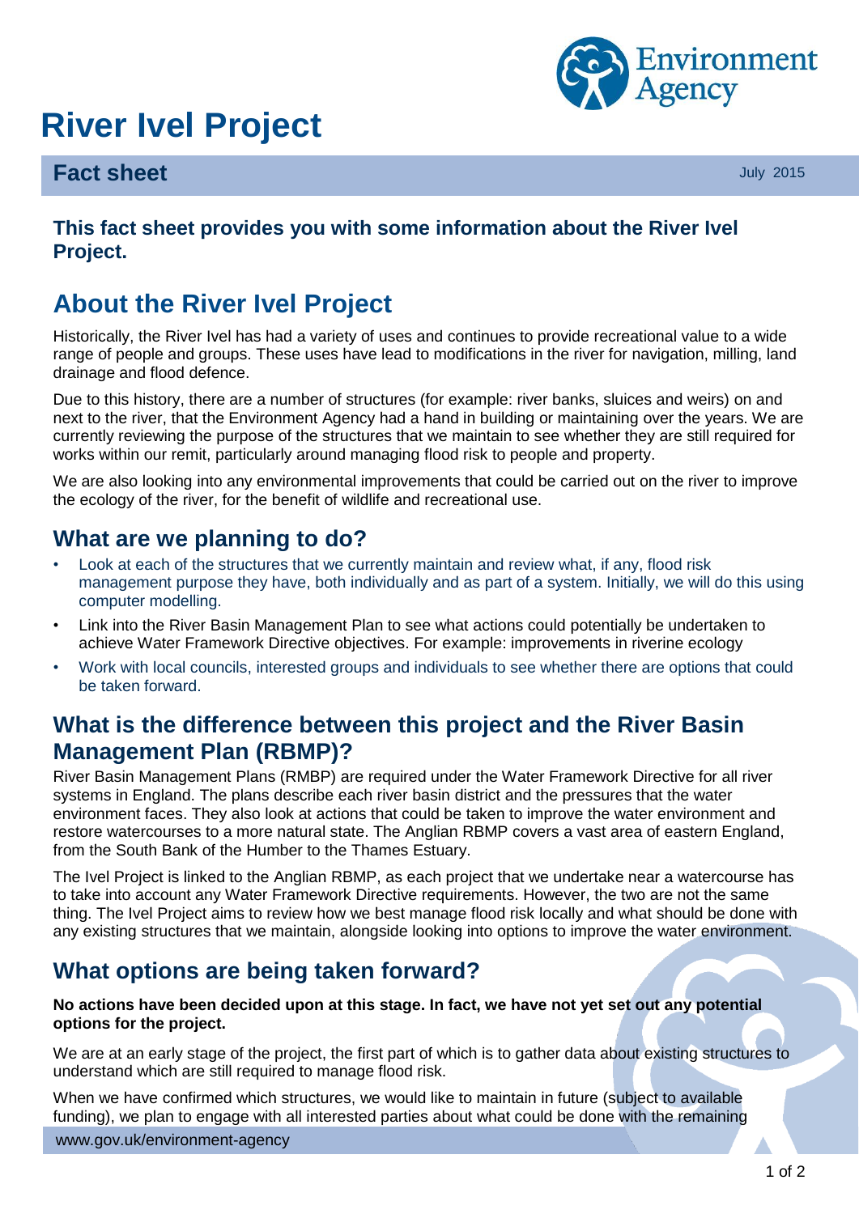# River Ivel Project

## Fact sheet

July 2015

**This fact sheet provides you with some information about the River Ivel Project.**

## About the River Ivel Project

Historically, the River Ivel has had a variety of uses and continues to provide recreational value to a wide range of people and groups. These uses have lead to modifications in the river for navigation, milling, land drainage and flood defence.

Due to this history, there are a number of structures (for example: river banks, sluices and weirs) on and next to the river, that the Environment Agency had a hand in building or maintaining over the years. We are currently reviewing the purpose of the structures that we maintain to see whether they are still required for works within our remit, particularly around managing flood risk to people and property.

We are also looking into any environmental improvements that could be carried out on the river to improve the ecology of the river, for the benefit of wildlife and recreational use.

## What are we planning to do?

- Look at each of the structures that we currently maintain and review what, if any, flood risk management purpose they have, both individually and as part of a system. Initially, we will do this using computer modelling.
- Link into the River Basin Management Plan to see what actions could potentially be undertaken to achieve Water Framework Directive objectives. For example: improvements in riverine ecology
- Work with local councils, interested groups and individuals to see whether there are options that could be taken forward.

## What is the difference between this project and the River Basin Management Plan (RBMP)?

River Basin Management Plans (RMBP) are required under the Water Framework Directive for all river systems in England. The plans describe each river basin district and the pressures that the water environment faces. They also look at actions that could be taken to improve the water environment and restore watercourses to a more natural state. The Anglian RBMP covers a vast area of eastern England, from the South Bank of the Humber to the Thames Estuary.

The Ivel Project is linked to the Anglian RBMP, as each project that we undertake near a watercourse has to take into account any Water Framework Directive requirements. However, the two are not the same thing. The Ivel Project aims to review how we best manage flood risk locally and what should be done with any existing structures that we maintain, alongside looking into options to improve the water environment.

## What options are being taken forward?

**No actions have been decided upon at this stage. In fact, we have not yet set out any potential options for the project.**

We are at an early stage of the project, the first part of which is to gather data about existing structures to understand which are still required to manage flood risk.

When we have confirmed which structures, we would like to maintain in future (subject to available funding), we plan to engage with all interested parties about what could be done with the remaining

www.gov.uk/environment-agency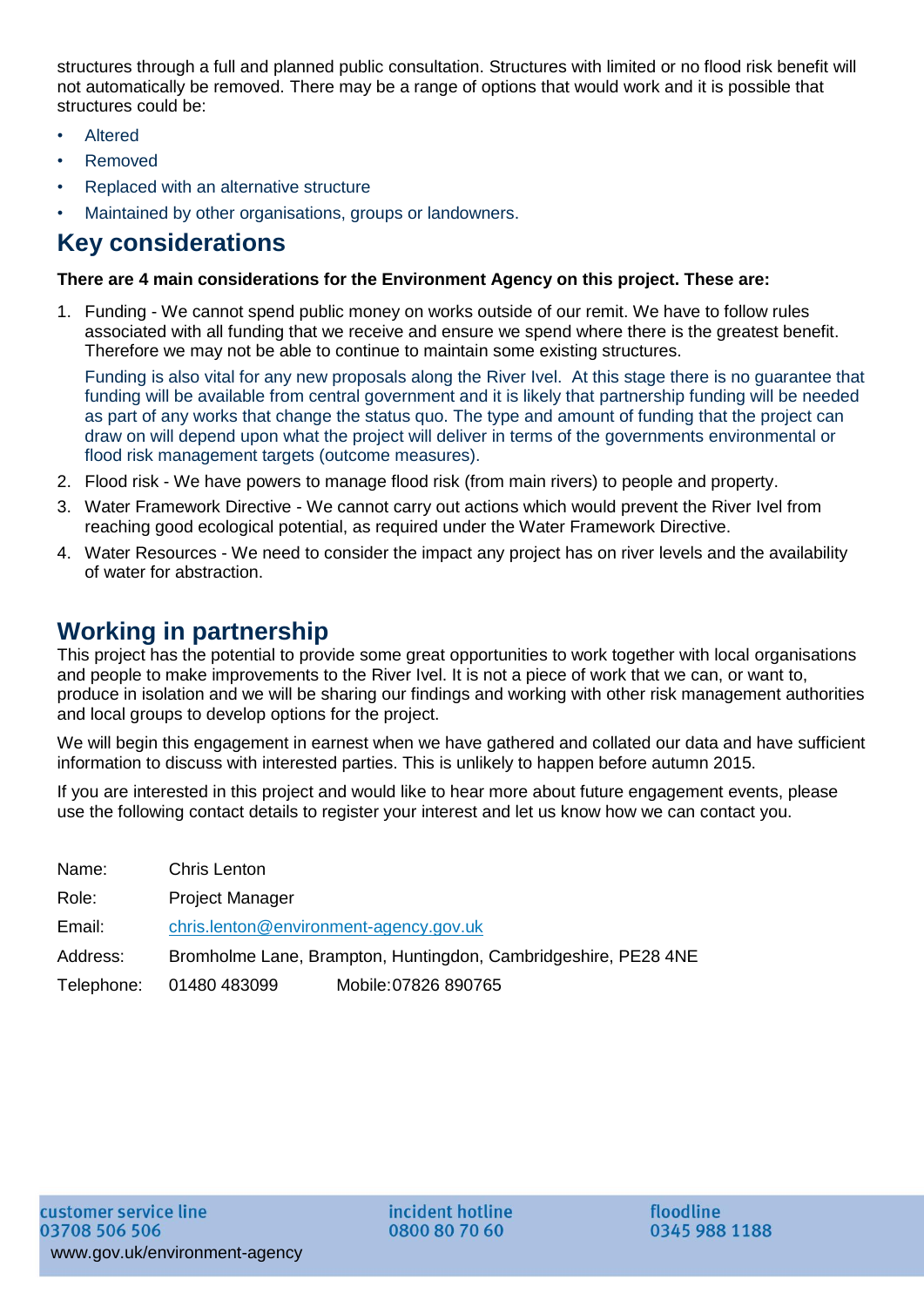structures through a full and planned public consultation. Structures with limited or no flood risk benefit will not automatically be removed. There may be a range of options that would work and it is possible that structures could be:

- Altered
- Removed
- Replaced with an alternative structure
- Maintained by other organisations, groups or landowners.

## Key considerations

**There are 4 main considerations for the Environment Agency on this project. These are:**

1. Funding - We cannot spend public money on works outside of our remit. We have to follow rules associated with all funding that we receive and ensure we spend where there is the greatest benefit. Therefore we may not be able to continue to maintain some existing structures.

   Funding is also vital for any new proposals along the River Ivel. At this stage there is no guarantee that funding will be available from central government and it is likely that partnership funding will be needed as part of any works that change the status quo. The type and amount of funding that the project can draw on will depend upon what the project will deliver in terms of the governments environmental or flood risk management targets (outcome measures).

2. Flood risk - We have powers to manage flood risk (from main rivers) to people and property.
3. Water Framework Directive - We cannot carry out actions which would prevent the River Ivel from reaching good ecological potential, as required under the Water Framework Directive.
4. Water Resources - We need to consider the impact any project has on river levels and the availability of water for abstraction.

## Working in partnership

This project has the potential to provide some great opportunities to work together with local organisations and people to make improvements to the River Ivel. It is not a piece of work that we can, or want to, produce in isolation and we will be sharing our findings and working with other risk management authorities and local groups to develop options for the project.

We will begin this engagement in earnest when we have gathered and collated our data and have sufficient information to discuss with interested parties. This is unlikely to happen before autumn 2015.

If you are interested in this project and would like to hear more about future engagement events, please use the following contact details to register your interest and let us know how we can contact you.

| | | |
|---|---|---|
| Name: | Chris Lenton | |
| Role: | Project Manager | |
| Email: | chris.lenton@environment-agency.gov.uk | |
| Address: | Bromholme Lane, Brampton, Huntingdon, Cambridgeshire, PE28 4NE | |
| Telephone: | 01480 483099 | Mobile:07826 890765 |

customer service line
03708 506 506
www.gov.uk/environment-agency

incident hotline
0800 80 70 60

floodline
0345 988 1188